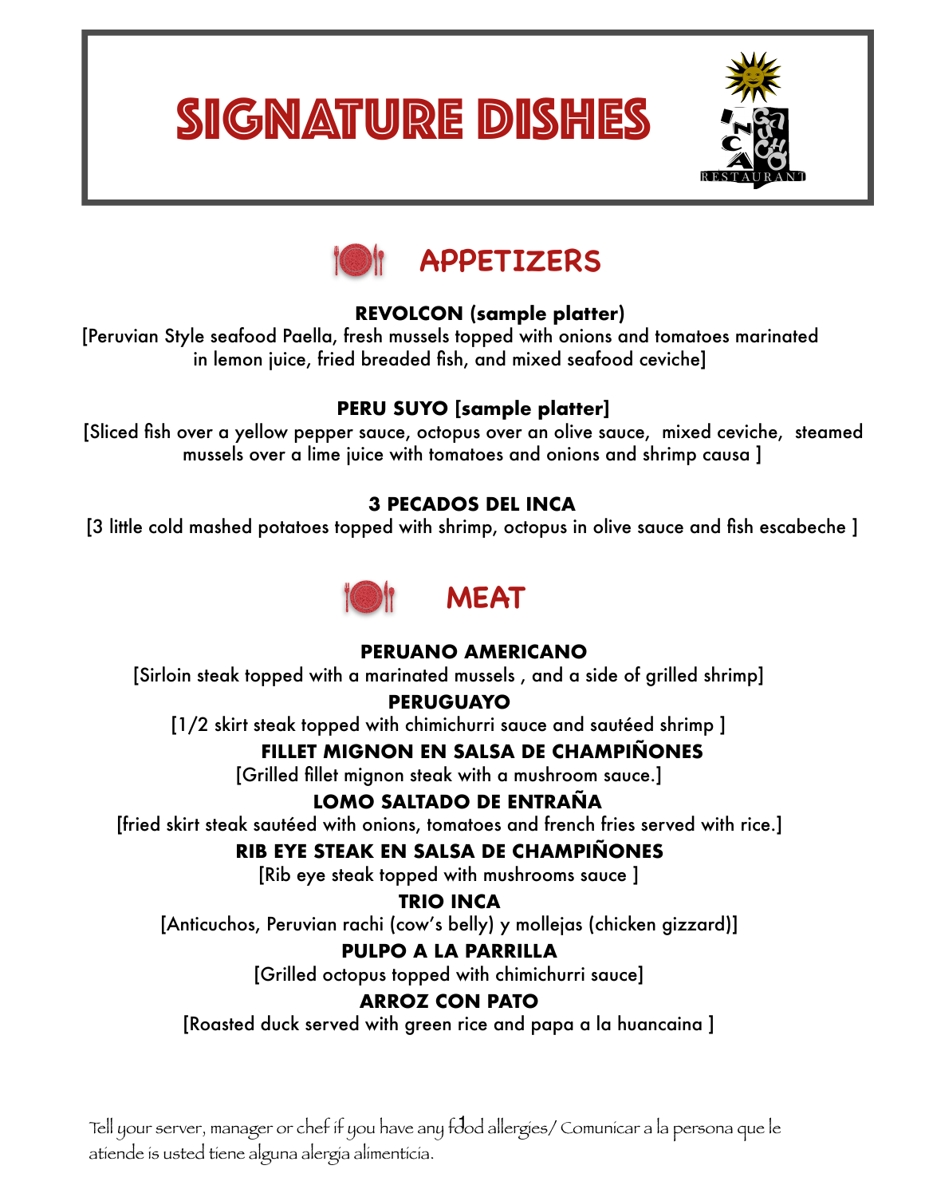# SIGNATURE DISHES

## APPETIZERS

**REVOLCON (sample platter)**

[Peruvian Style seafood Paella, fresh mussels topped with onions and tomatoes marinated in lemon juice, fried breaded fish, and mixed seafood ceviche]

**PERU SUYO [sample platter]**

[Sliced fish over a yellow pepper sauce, octopus over an olive sauce, mixed ceviche, steamed mussels over a lime juice with tomatoes and onions and shrimp causa ]

**3 PECADOS DEL INCA**

[3 little cold mashed potatoes topped with shrimp, octopus in olive sauce and fish escabeche ]

## MEAT

**PERUANO AMERICANO**

[Sirloin steak topped with a marinated mussels , and a side of grilled shrimp]

**PERUGUAYO**

[1/2 skirt steak topped with chimichurri sauce and sautéed shrimp ]

**FILLET MIGNON EN SALSA DE CHAMPIÑONES**

[Grilled fillet mignon steak with a mushroom sauce.]

**LOMO SALTADO DE ENTRAÑA**

[fried skirt steak sautéed with onions, tomatoes and french fries served with rice.]

**RIB EYE STEAK EN SALSA DE CHAMPIÑONES**

[Rib eye steak topped with mushrooms sauce ]

**TRIO INCA**

[Anticuchos, Peruvian rachi (cow's belly) y mollejas (chicken gizzard)]

**PULPO A LA PARRILLA**

[Grilled octopus topped with chimichurri sauce]

**ARROZ CON PATO**

[Roasted duck served with green rice and papa a la huancaina ]

Tell your server, manager or chef if you have any food allergies/ Comunicar a la persona que le atiende is usted tiene alguna alergia alimenticia.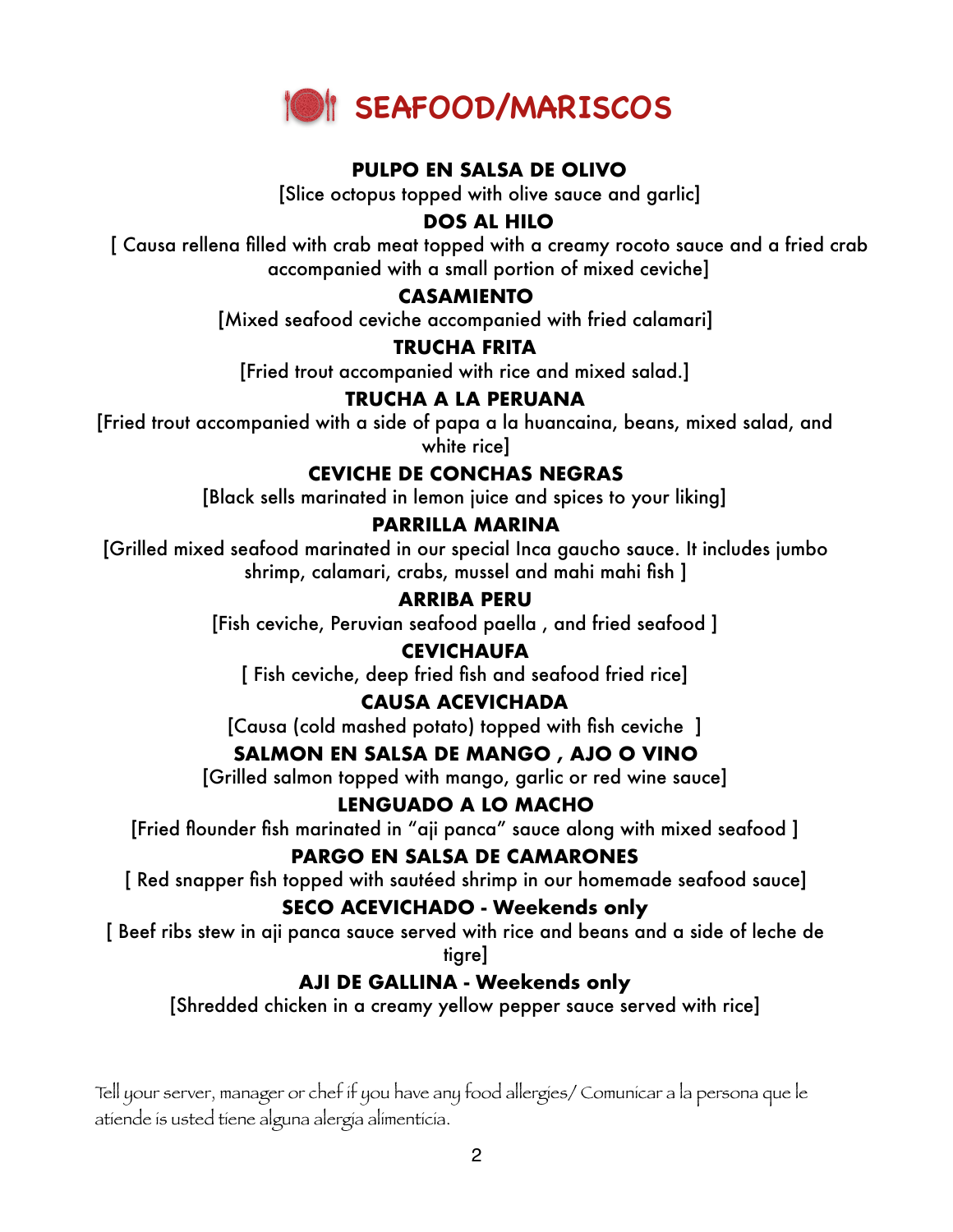# SEAFOOD/MARISCOS

**PULPO EN SALSA DE OLIVO**

[Slice octopus topped with olive sauce and garlic]

**DOS AL HILO**

[ Causa rellena filled with crab meat topped with a creamy rocoto sauce and a fried crab accompanied with a small portion of mixed ceviche]

**CASAMIENTO**

[Mixed seafood ceviche accompanied with fried calamari]

**TRUCHA FRITA**

[Fried trout accompanied with rice and mixed salad.]

**TRUCHA A LA PERUANA**

[Fried trout accompanied with a side of papa a la huancaina, beans, mixed salad, and white rice]

**CEVICHE DE CONCHAS NEGRAS**

[Black sells marinated in lemon juice and spices to your liking]

**PARRILLA MARINA**

[Grilled mixed seafood marinated in our special Inca gaucho sauce. It includes jumbo shrimp, calamari, crabs, mussel and mahi mahi fish ]

**ARRIBA PERU**

[Fish ceviche, Peruvian seafood paella , and fried seafood ]

**CEVICHAUFA**

[ Fish ceviche, deep fried fish and seafood fried rice]

**CAUSA ACEVICHADA**

[Causa (cold mashed potato) topped with fish ceviche ]

**SALMON EN SALSA DE MANGO , AJO O VINO**

[Grilled salmon topped with mango, garlic or red wine sauce]

**LENGUADO A LO MACHO**

[Fried flounder fish marinated in "aji panca" sauce along with mixed seafood ]

**PARGO EN SALSA DE CAMARONES**

[ Red snapper fish topped with sautéed shrimp in our homemade seafood sauce]

**SECO ACEVICHADO - Weekends only**

[ Beef ribs stew in aji panca sauce served with rice and beans and a side of leche de tigre]

**AJI DE GALLINA - Weekends only**

[Shredded chicken in a creamy yellow pepper sauce served with rice]

Tell your server, manager or chef if you have any food allergies/ Comunicar a la persona que le atíende is usted tiene alguna alergia alimenticia.